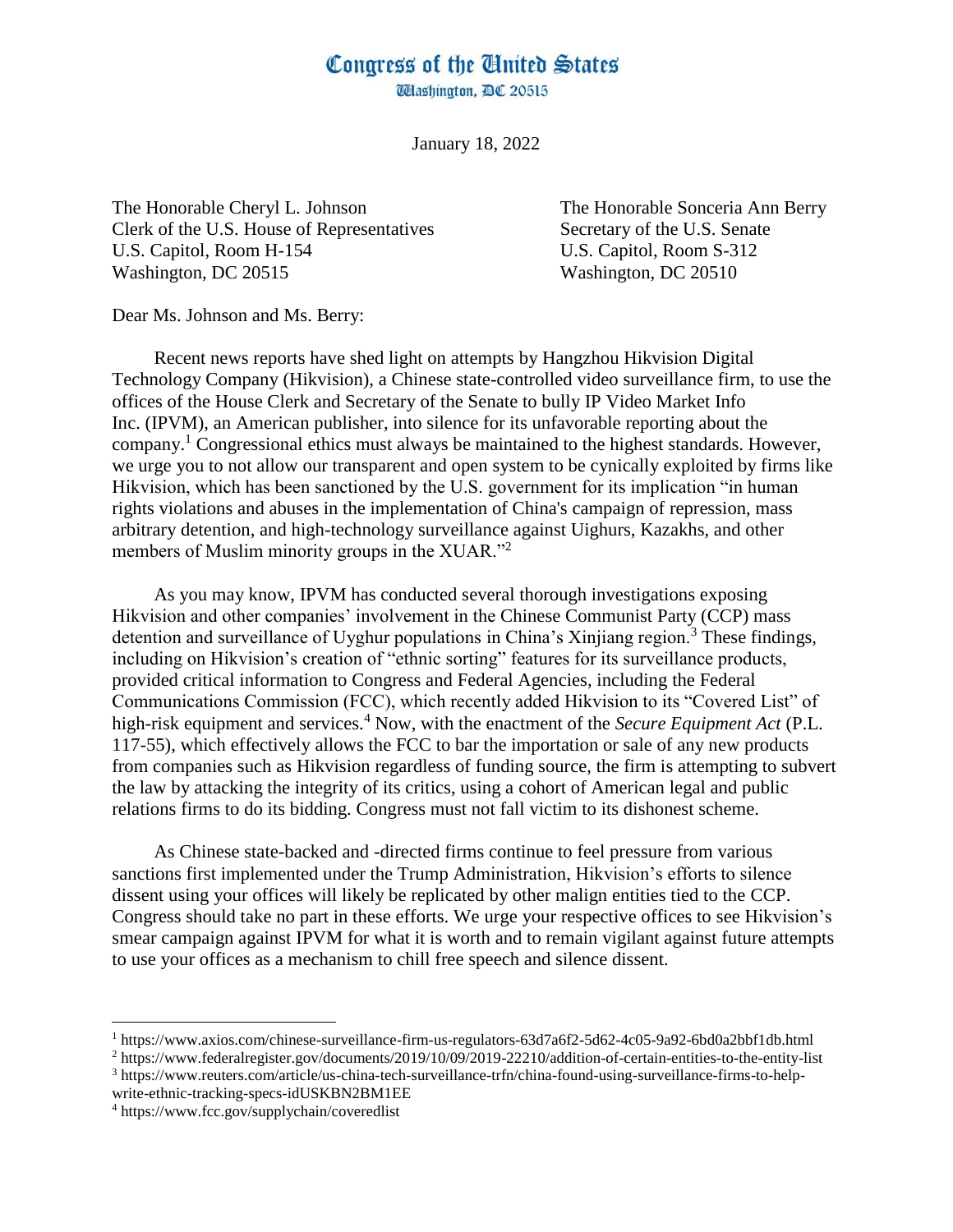# Congress of the United States

Washington, DC 20515

January 18, 2022

The Honorable Cheryl L. Johnson
Clerk of the U.S. House of Representatives
U.S. Capitol, Room H-154
Washington, DC 20515

The Honorable Sonceria Ann Berry
Secretary of the U.S. Senate
U.S. Capitol, Room S-312
Washington, DC 20510

Dear Ms. Johnson and Ms. Berry:

Recent news reports have shed light on attempts by Hangzhou Hikvision Digital Technology Company (Hikvision), a Chinese state-controlled video surveillance firm, to use the offices of the House Clerk and Secretary of the Senate to bully IP Video Market Info Inc. (IPVM), an American publisher, into silence for its unfavorable reporting about the company.[1] Congressional ethics must always be maintained to the highest standards. However, we urge you to not allow our transparent and open system to be cynically exploited by firms like Hikvision, which has been sanctioned by the U.S. government for its implication "in human rights violations and abuses in the implementation of China's campaign of repression, mass arbitrary detention, and high-technology surveillance against Uighurs, Kazakhs, and other members of Muslim minority groups in the XUAR."[2]

As you may know, IPVM has conducted several thorough investigations exposing Hikvision and other companies' involvement in the Chinese Communist Party (CCP) mass detention and surveillance of Uyghur populations in China's Xinjiang region.[3] These findings, including on Hikvision's creation of "ethnic sorting" features for its surveillance products, provided critical information to Congress and Federal Agencies, including the Federal Communications Commission (FCC), which recently added Hikvision to its "Covered List" of high-risk equipment and services.[4] Now, with the enactment of the *Secure Equipment Act* (P.L. 117-55), which effectively allows the FCC to bar the importation or sale of any new products from companies such as Hikvision regardless of funding source, the firm is attempting to subvert the law by attacking the integrity of its critics, using a cohort of American legal and public relations firms to do its bidding. Congress must not fall victim to its dishonest scheme.

As Chinese state-backed and -directed firms continue to feel pressure from various sanctions first implemented under the Trump Administration, Hikvision's efforts to silence dissent using your offices will likely be replicated by other malign entities tied to the CCP. Congress should take no part in these efforts. We urge your respective offices to see Hikvision's smear campaign against IPVM for what it is worth and to remain vigilant against future attempts to use your offices as a mechanism to chill free speech and silence dissent.

---

[1] https://www.axios.com/chinese-surveillance-firm-us-regulators-63d7a6f2-5d62-4c05-9a92-6bd0a2bbf1db.html

[2] https://www.federalregister.gov/documents/2019/10/09/2019-22210/addition-of-certain-entities-to-the-entity-list

[3] https://www.reuters.com/article/us-china-tech-surveillance-trfn/china-found-using-surveillance-firms-to-help-write-ethnic-tracking-specs-idUSKBN2BM1EE

[4] https://www.fcc.gov/supplychain/coveredlist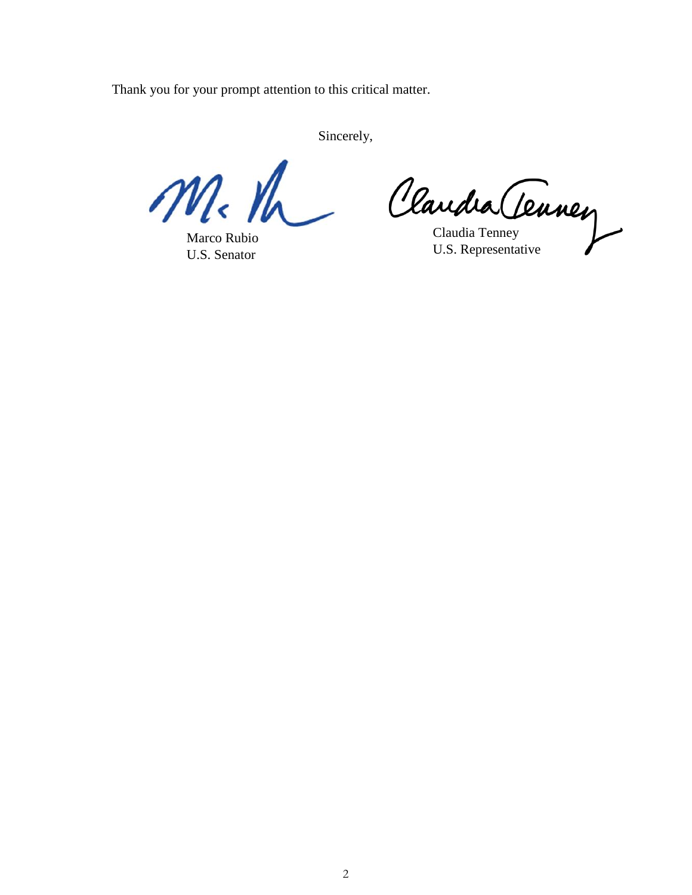Thank you for your prompt attention to this critical matter.

Sincerely,

Marco Rubio
U.S. Senator

Claudia Tenney
U.S. Representative